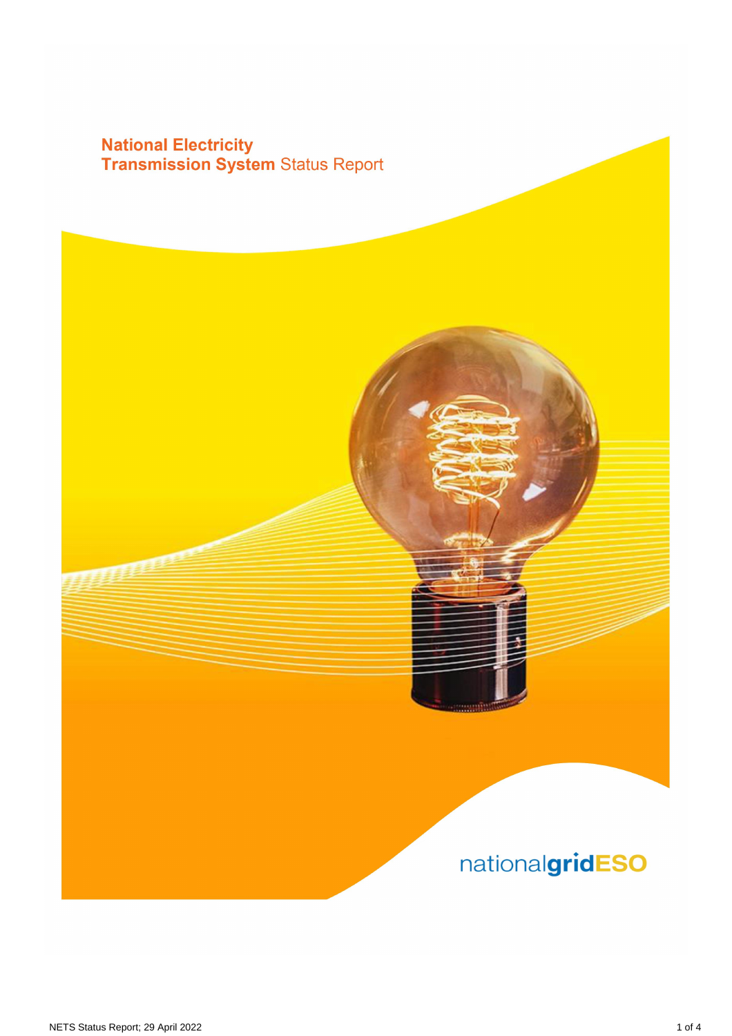# National Electricity Transmission System Status Report

nationalgridESO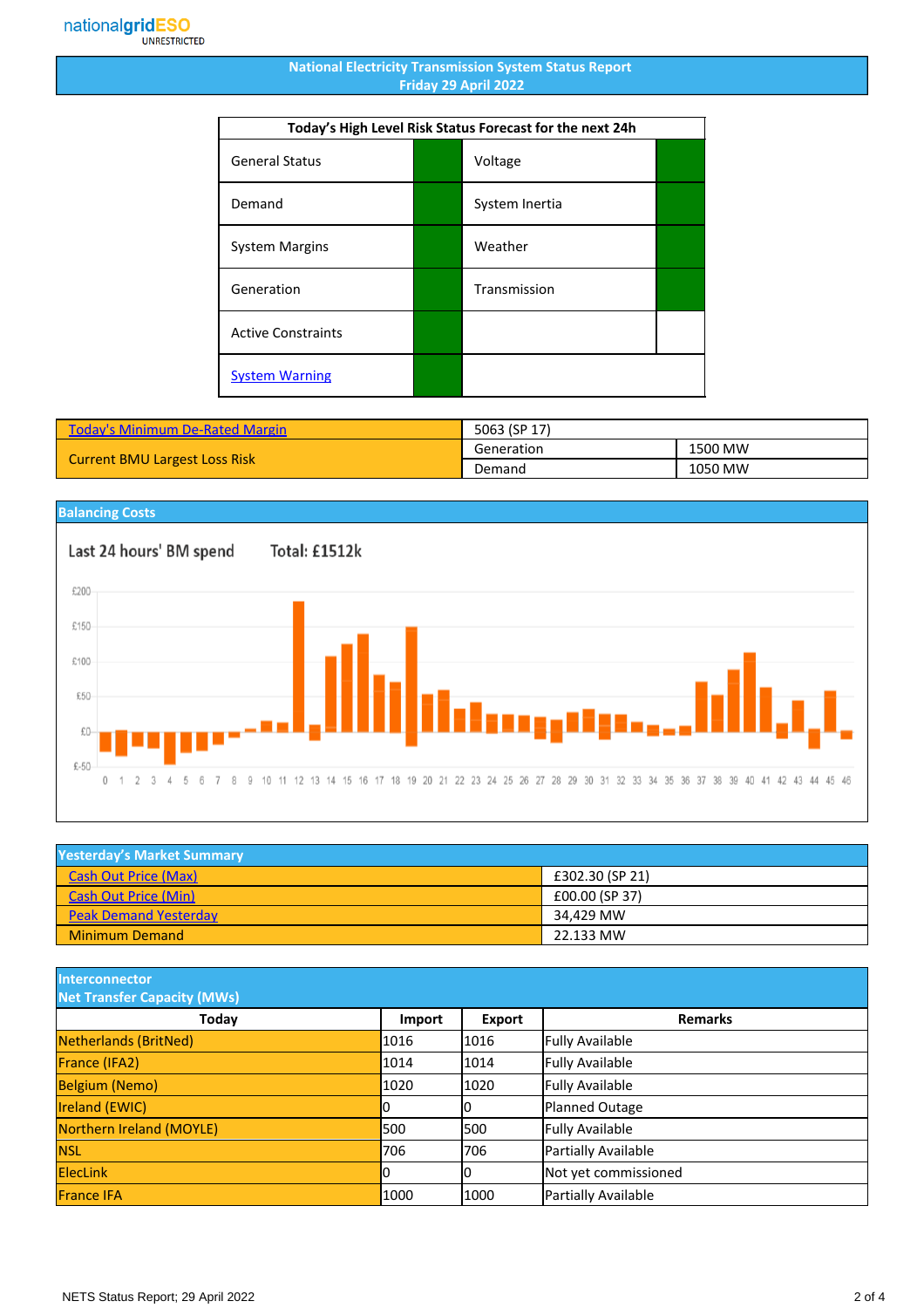nationalgridESO
UNRESTRICTED

# National Electricity Transmission System Status Report
## Friday 29 April 2022

| Today's High Level Risk Status Forecast for the next 24h | | | |
|---|---|---|---|
| General Status | | Voltage | |
| Demand | | System Inertia | |
| System Margins | | Weather | |
| Generation | | Transmission | |
| Active Constraints | | | |
| System Warning | | | |

| | | |
|---|---|---|
| Today's Minimum De-Rated Margin | 5063 (SP 17) | |
| Current BMU Largest Loss Risk | Generation | 1500 MW |
| | Demand | 1050 MW |

## Balancing Costs

Last 24 hours' BM spend Total: £1512k

## Yesterday's Market Summary

| | |
|---|---|
| Cash Out Price (Max) | £302.30 (SP 21) |
| Cash Out Price (Min) | £00.00 (SP 37) |
| Peak Demand Yesterday | 34,429 MW |
| Minimum Demand | 22.133 MW |

## Interconnector Net Transfer Capacity (MWs)

| Today | Import | Export | Remarks |
|---|---|---|---|
| Netherlands (BritNed) | 1016 | 1016 | Fully Available |
| France (IFA2) | 1014 | 1014 | Fully Available |
| Belgium (Nemo) | 1020 | 1020 | Fully Available |
| Ireland (EWIC) | 0 | 0 | Planned Outage |
| Northern Ireland (MOYLE) | 500 | 500 | Fully Available |
| NSL | 706 | 706 | Partially Available |
| ElecLink | 0 | 0 | Not yet commissioned |
| France IFA | 1000 | 1000 | Partially Available |

NETS Status Report; 29 April 2022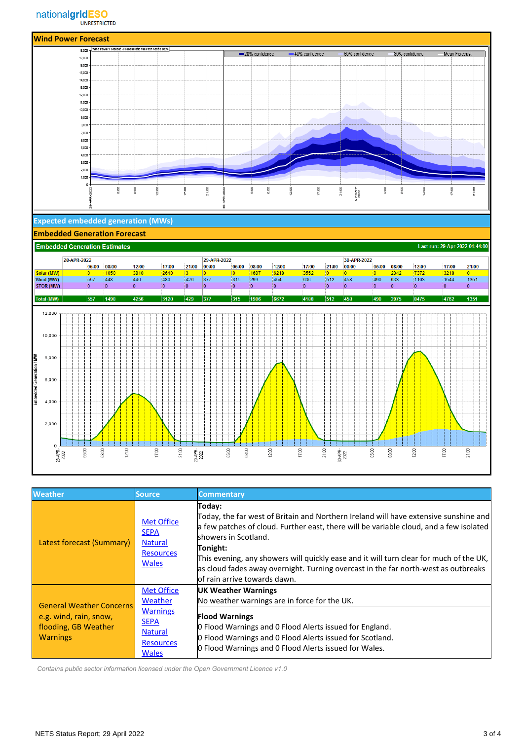nationalgridESO
UNRESTRICTED

## Wind Power Forecast

## Expected embedded generation (MWs)

## Embedded Generation Forecast

**Embedded Generation Estimates** — Last run: 29-Apr-2022 01:44:00

| | 28-APR-2022 | | | | | 29-APR-2022 | | | | | | 30-APR-2022 | | | | | |
|---|---|---|---|---|---|---|---|---|---|---|---|---|---|---|---|---|---|
| | 05:00 | 08:00 | 12:00 | 17:00 | 21:00 | 00:00 | 05:00 | 08:00 | 12:00 | 17:00 | 21:00 | 00:00 | 05:00 | 08:00 | 12:00 | 17:00 | 21:00 |
| Solar (MW) | 0 | 1050 | 3810 | 2640 | 3 | 0 | 0 | 1687 | 6218 | 3552 | 0 | 0 | 0 | 2342 | 7372 | 3218 | 0 |
| Wind (MW) | 557 | 448 | 446 | 480 | 426 | 377 | 315 | 299 | 454 | 636 | 512 | 458 | 490 | 633 | 1103 | 1544 | 1351 |
| STOR (MW) | 0 | 0 | 0 | 0 | 0 | 0 | 0 | 0 | 0 | 0 | 0 | 0 | 0 | 0 | 0 | 0 | 0 |
| Total (MW) | 557 | 1498 | 4256 | 3120 | 429 | 377 | 315 | 1986 | 6672 | 4188 | 512 | 458 | 490 | 2975 | 8475 | 4762 | 1351 |

| Weather | Source | Commentary |
|---|---|---|
| Latest forecast (Summary) | Met Office, SEPA, Natural Resources Wales | **Today:** Today, the far west of Britain and Northern Ireland will have extensive sunshine and a few patches of cloud. Further east, there will be variable cloud, and a few isolated showers in Scotland. **Tonight:** This evening, any showers will quickly ease and it will turn clear for much of the UK, as cloud fades away overnight. Turning overcast in the far north-west as outbreaks of rain arrive towards dawn. |
| General Weather Concerns e.g. wind, rain, snow, flooding, GB Weather Warnings | Met Office Weather Warnings, SEPA, Natural Resources Wales | **UK Weather Warnings** No weather warnings are in force for the UK. **Flood Warnings** 0 Flood Warnings and 0 Flood Alerts issued for England. 0 Flood Warnings and 0 Flood Alerts issued for Scotland. 0 Flood Warnings and 0 Flood Alerts issued for Wales. |

*Contains public sector information licensed under the Open Government Licence v1.0*

NETS Status Report; 29 April 2022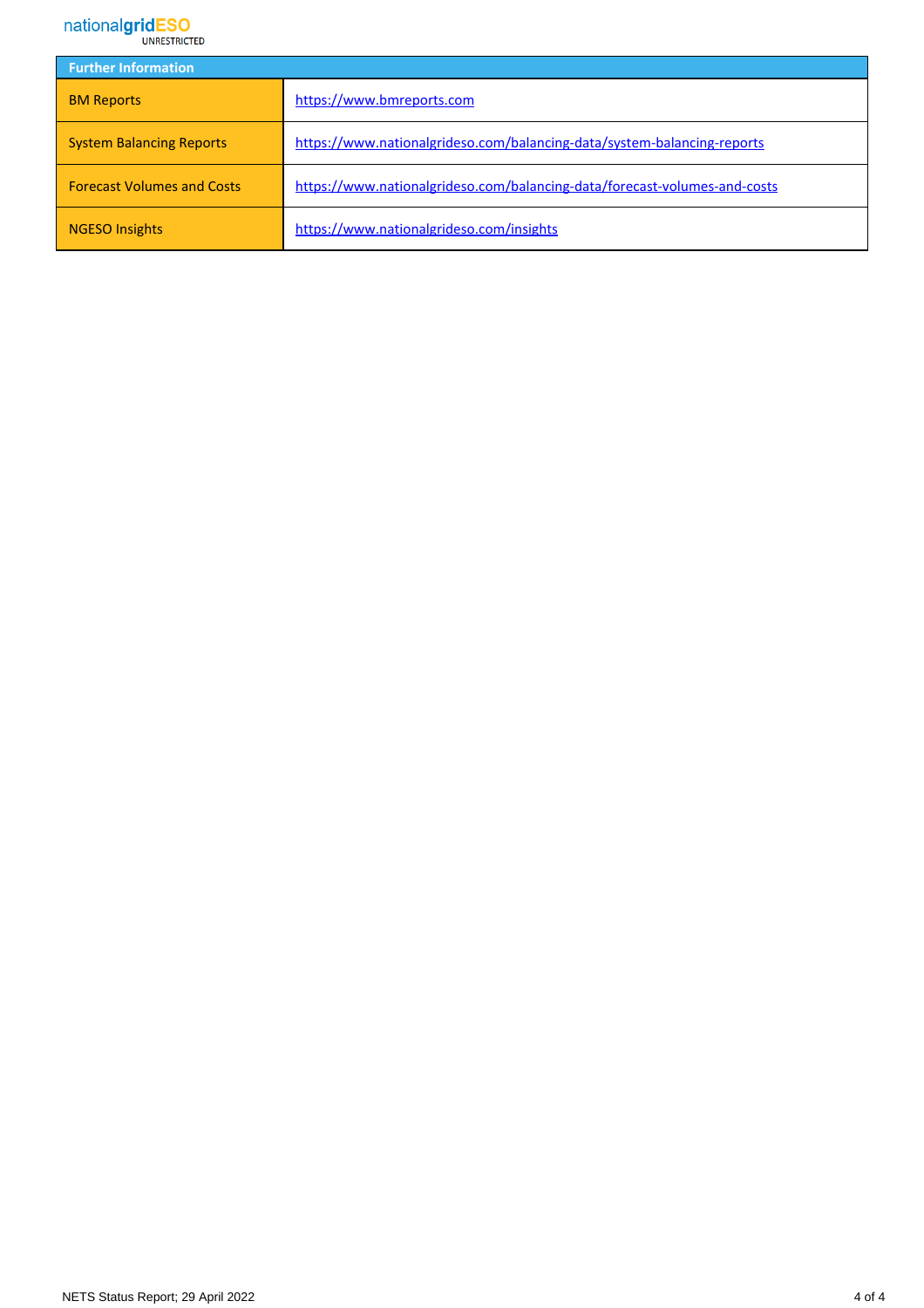| Further Information | |
|---|---|
| BM Reports | https://www.bmreports.com |
| System Balancing Reports | https://www.nationalgrideso.com/balancing-data/system-balancing-reports |
| Forecast Volumes and Costs | https://www.nationalgrideso.com/balancing-data/forecast-volumes-and-costs |
| NGESO Insights | https://www.nationalgrideso.com/insights |